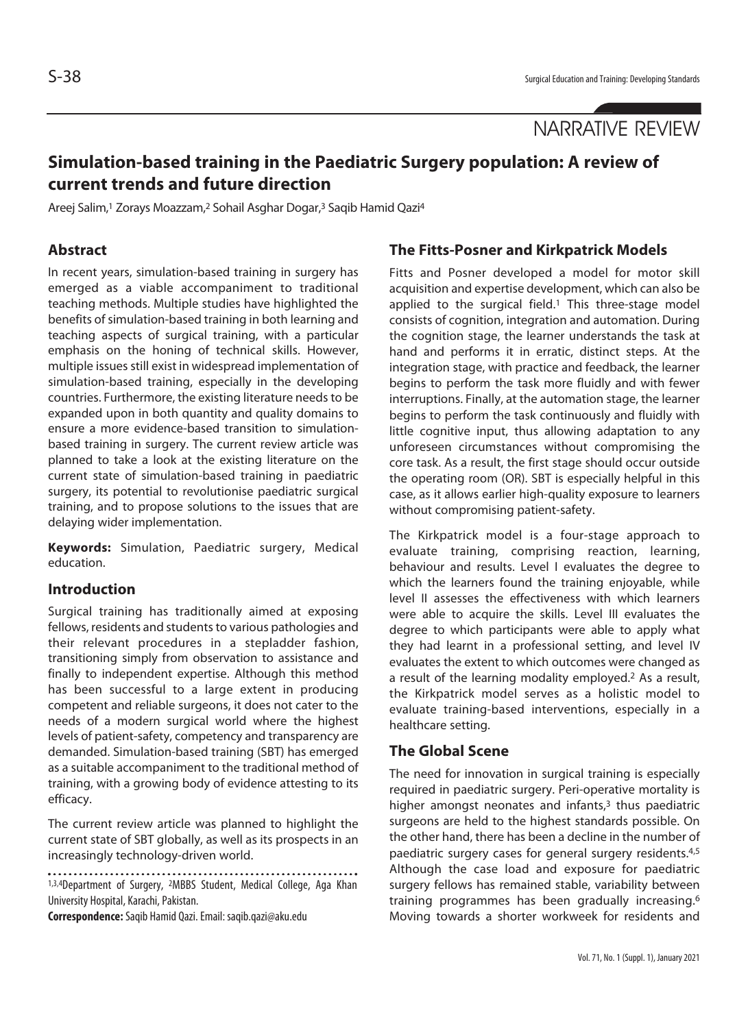NARRATIVE REVIEW

# Simulation-based training in the Paediatric Surgery population: A review of current trends and future direction

Areej Salim,[1] Zorays Moazzam,[2] Sohail Asghar Dogar,[3] Saqib Hamid Qazi[4]

## Abstract

In recent years, simulation-based training in surgery has emerged as a viable accompaniment to traditional teaching methods. Multiple studies have highlighted the benefits of simulation-based training in both learning and teaching aspects of surgical training, with a particular emphasis on the honing of technical skills. However, multiple issues still exist in widespread implementation of simulation-based training, especially in the developing countries. Furthermore, the existing literature needs to be expanded upon in both quantity and quality domains to ensure a more evidence-based transition to simulation-based training in surgery. The current review article was planned to take a look at the existing literature on the current state of simulation-based training in paediatric surgery, its potential to revolutionise paediatric surgical training, and to propose solutions to the issues that are delaying wider implementation.

**Keywords:** Simulation, Paediatric surgery, Medical education.

## Introduction

Surgical training has traditionally aimed at exposing fellows, residents and students to various pathologies and their relevant procedures in a stepladder fashion, transitioning simply from observation to assistance and finally to independent expertise. Although this method has been successful to a large extent in producing competent and reliable surgeons, it does not cater to the needs of a modern surgical world where the highest levels of patient-safety, competency and transparency are demanded. Simulation-based training (SBT) has emerged as a suitable accompaniment to the traditional method of training, with a growing body of evidence attesting to its efficacy.

The current review article was planned to highlight the current state of SBT globally, as well as its prospects in an increasingly technology-driven world.

[1,3,4]Department of Surgery, [2]MBBS Student, Medical College, Aga Khan University Hospital, Karachi, Pakistan.

**Correspondence:** Saqib Hamid Qazi. Email: saqib.qazi@aku.edu

## The Fitts-Posner and Kirkpatrick Models

Fitts and Posner developed a model for motor skill acquisition and expertise development, which can also be applied to the surgical field.[1] This three-stage model consists of cognition, integration and automation. During the cognition stage, the learner understands the task at hand and performs it in erratic, distinct steps. At the integration stage, with practice and feedback, the learner begins to perform the task more fluidly and with fewer interruptions. Finally, at the automation stage, the learner begins to perform the task continuously and fluidly with little cognitive input, thus allowing adaptation to any unforeseen circumstances without compromising the core task. As a result, the first stage should occur outside the operating room (OR). SBT is especially helpful in this case, as it allows earlier high-quality exposure to learners without compromising patient-safety.

The Kirkpatrick model is a four-stage approach to evaluate training, comprising reaction, learning, behaviour and results. Level I evaluates the degree to which the learners found the training enjoyable, while level II assesses the effectiveness with which learners were able to acquire the skills. Level III evaluates the degree to which participants were able to apply what they had learnt in a professional setting, and level IV evaluates the extent to which outcomes were changed as a result of the learning modality employed.[2] As a result, the Kirkpatrick model serves as a holistic model to evaluate training-based interventions, especially in a healthcare setting.

## The Global Scene

The need for innovation in surgical training is especially required in paediatric surgery. Peri-operative mortality is higher amongst neonates and infants,[3] thus paediatric surgeons are held to the highest standards possible. On the other hand, there has been a decline in the number of paediatric surgery cases for general surgery residents.[4,5] Although the case load and exposure for paediatric surgery fellows has remained stable, variability between training programmes has been gradually increasing.[6] Moving towards a shorter workweek for residents and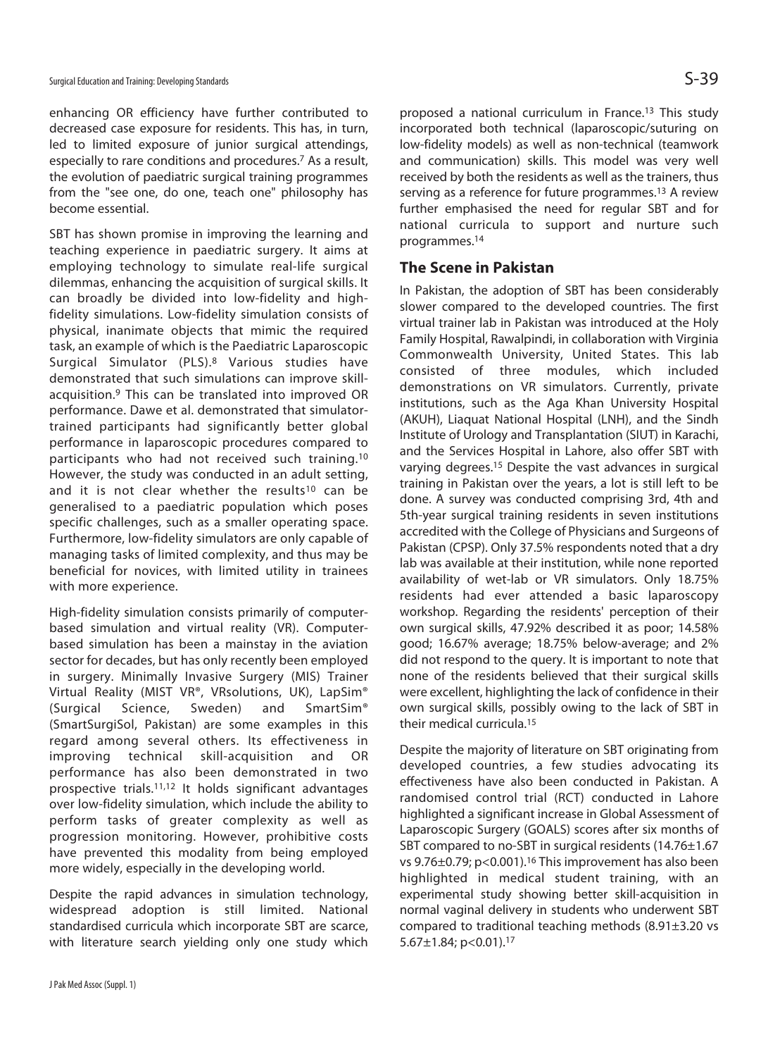enhancing OR efficiency have further contributed to decreased case exposure for residents. This has, in turn, led to limited exposure of junior surgical attendings, especially to rare conditions and procedures.[7] As a result, the evolution of paediatric surgical training programmes from the "see one, do one, teach one" philosophy has become essential.

SBT has shown promise in improving the learning and teaching experience in paediatric surgery. It aims at employing technology to simulate real-life surgical dilemmas, enhancing the acquisition of surgical skills. It can broadly be divided into low-fidelity and high-fidelity simulations. Low-fidelity simulation consists of physical, inanimate objects that mimic the required task, an example of which is the Paediatric Laparoscopic Surgical Simulator (PLS).[8] Various studies have demonstrated that such simulations can improve skill-acquisition.[9] This can be translated into improved OR performance. Dawe et al. demonstrated that simulator-trained participants had significantly better global performance in laparoscopic procedures compared to participants who had not received such training.[10] However, the study was conducted in an adult setting, and it is not clear whether the results[10] can be generalised to a paediatric population which poses specific challenges, such as a smaller operating space. Furthermore, low-fidelity simulators are only capable of managing tasks of limited complexity, and thus may be beneficial for novices, with limited utility in trainees with more experience.

High-fidelity simulation consists primarily of computer-based simulation and virtual reality (VR). Computer-based simulation has been a mainstay in the aviation sector for decades, but has only recently been employed in surgery. Minimally Invasive Surgery (MIS) Trainer Virtual Reality (MIST VR®, VRsolutions, UK), LapSim® (Surgical Science, Sweden) and SmartSim® (SmartSurgiSol, Pakistan) are some examples in this regard among several others. Its effectiveness in improving technical skill-acquisition and OR performance has also been demonstrated in two prospective trials.[11,12] It holds significant advantages over low-fidelity simulation, which include the ability to perform tasks of greater complexity as well as progression monitoring. However, prohibitive costs have prevented this modality from being employed more widely, especially in the developing world.

Despite the rapid advances in simulation technology, widespread adoption is still limited. National standardised curricula which incorporate SBT are scarce, with literature search yielding only one study which proposed a national curriculum in France.[13] This study incorporated both technical (laparoscopic/suturing on low-fidelity models) as well as non-technical (teamwork and communication) skills. This model was very well received by both the residents as well as the trainers, thus serving as a reference for future programmes.[13] A review further emphasised the need for regular SBT and for national curricula to support and nurture such programmes.[14]

## The Scene in Pakistan

In Pakistan, the adoption of SBT has been considerably slower compared to the developed countries. The first virtual trainer lab in Pakistan was introduced at the Holy Family Hospital, Rawalpindi, in collaboration with Virginia Commonwealth University, United States. This lab consisted of three modules, which included demonstrations on VR simulators. Currently, private institutions, such as the Aga Khan University Hospital (AKUH), Liaquat National Hospital (LNH), and the Sindh Institute of Urology and Transplantation (SIUT) in Karachi, and the Services Hospital in Lahore, also offer SBT with varying degrees.[15] Despite the vast advances in surgical training in Pakistan over the years, a lot is still left to be done. A survey was conducted comprising 3rd, 4th and 5th-year surgical training residents in seven institutions accredited with the College of Physicians and Surgeons of Pakistan (CPSP). Only 37.5% respondents noted that a dry lab was available at their institution, while none reported availability of wet-lab or VR simulators. Only 18.75% residents had ever attended a basic laparoscopy workshop. Regarding the residents' perception of their own surgical skills, 47.92% described it as poor; 14.58% good; 16.67% average; 18.75% below-average; and 2% did not respond to the query. It is important to note that none of the residents believed that their surgical skills were excellent, highlighting the lack of confidence in their own surgical skills, possibly owing to the lack of SBT in their medical curricula.[15]

Despite the majority of literature on SBT originating from developed countries, a few studies advocating its effectiveness have also been conducted in Pakistan. A randomised control trial (RCT) conducted in Lahore highlighted a significant increase in Global Assessment of Laparoscopic Surgery (GOALS) scores after six months of SBT compared to no-SBT in surgical residents ($14.76 \pm 1.67$ vs $9.76 \pm 0.79$; $p<0.001$).[16] This improvement has also been highlighted in medical student training, with an experimental study showing better skill-acquisition in normal vaginal delivery in students who underwent SBT compared to traditional teaching methods ($8.91 \pm 3.20$ vs $5.67 \pm 1.84$; $p<0.01$).[17]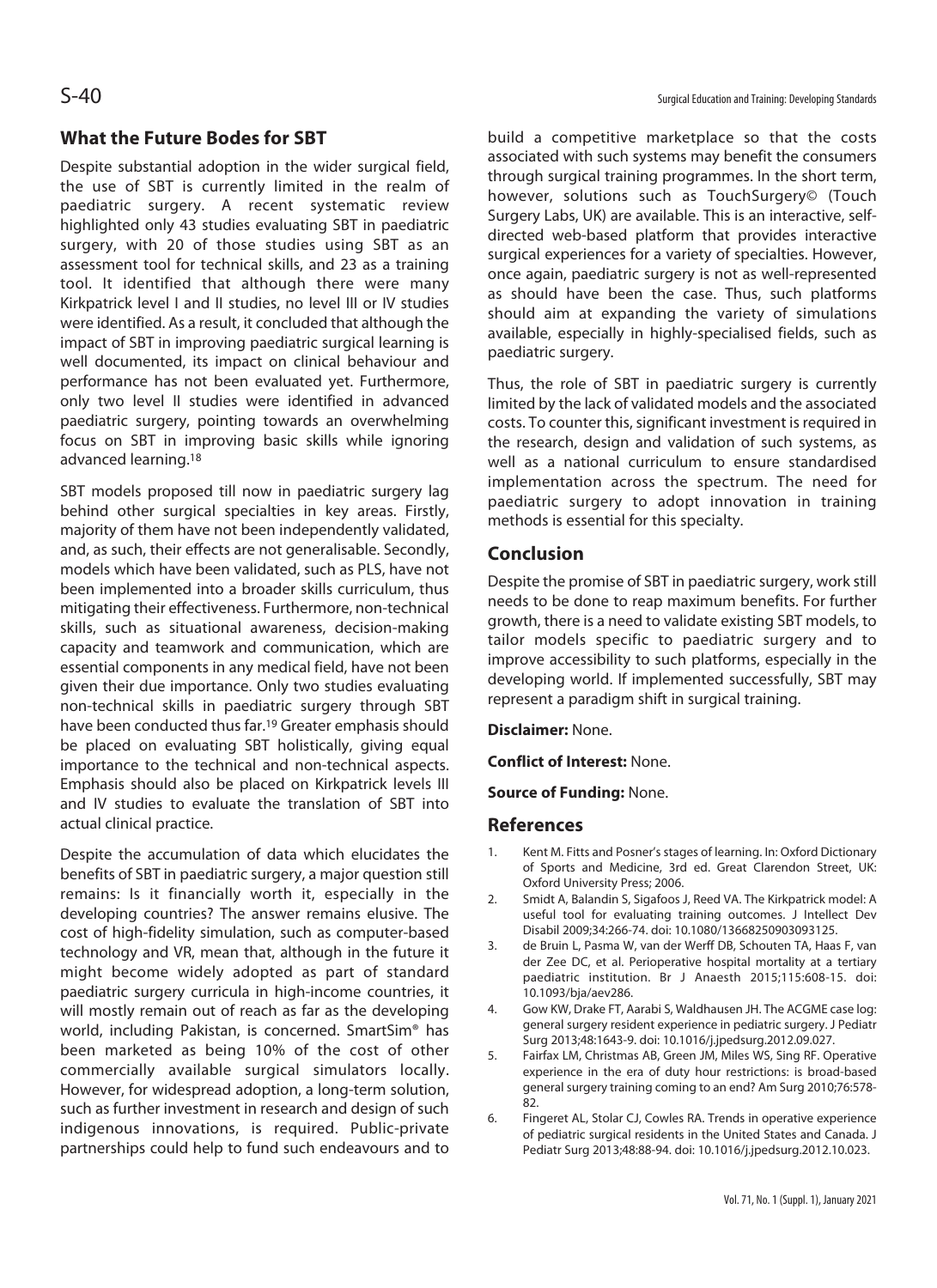## What the Future Bodes for SBT

Despite substantial adoption in the wider surgical field, the use of SBT is currently limited in the realm of paediatric surgery. A recent systematic review highlighted only 43 studies evaluating SBT in paediatric surgery, with 20 of those studies using SBT as an assessment tool for technical skills, and 23 as a training tool. It identified that although there were many Kirkpatrick level I and II studies, no level III or IV studies were identified. As a result, it concluded that although the impact of SBT in improving paediatric surgical learning is well documented, its impact on clinical behaviour and performance has not been evaluated yet. Furthermore, only two level II studies were identified in advanced paediatric surgery, pointing towards an overwhelming focus on SBT in improving basic skills while ignoring advanced learning.[18]

SBT models proposed till now in paediatric surgery lag behind other surgical specialties in key areas. Firstly, majority of them have not been independently validated, and, as such, their effects are not generalisable. Secondly, models which have been validated, such as PLS, have not been implemented into a broader skills curriculum, thus mitigating their effectiveness. Furthermore, non-technical skills, such as situational awareness, decision-making capacity and teamwork and communication, which are essential components in any medical field, have not been given their due importance. Only two studies evaluating non-technical skills in paediatric surgery through SBT have been conducted thus far.[19] Greater emphasis should be placed on evaluating SBT holistically, giving equal importance to the technical and non-technical aspects. Emphasis should also be placed on Kirkpatrick levels III and IV studies to evaluate the translation of SBT into actual clinical practice.

Despite the accumulation of data which elucidates the benefits of SBT in paediatric surgery, a major question still remains: Is it financially worth it, especially in the developing countries? The answer remains elusive. The cost of high-fidelity simulation, such as computer-based technology and VR, mean that, although in the future it might become widely adopted as part of standard paediatric surgery curricula in high-income countries, it will mostly remain out of reach as far as the developing world, including Pakistan, is concerned. SmartSim® has been marketed as being 10% of the cost of other commercially available surgical simulators locally. However, for widespread adoption, a long-term solution, such as further investment in research and design of such indigenous innovations, is required. Public-private partnerships could help to fund such endeavours and to build a competitive marketplace so that the costs associated with such systems may benefit the consumers through surgical training programmes. In the short term, however, solutions such as TouchSurgery© (Touch Surgery Labs, UK) are available. This is an interactive, self-directed web-based platform that provides interactive surgical experiences for a variety of specialties. However, once again, paediatric surgery is not as well-represented as should have been the case. Thus, such platforms should aim at expanding the variety of simulations available, especially in highly-specialised fields, such as paediatric surgery.

Thus, the role of SBT in paediatric surgery is currently limited by the lack of validated models and the associated costs. To counter this, significant investment is required in the research, design and validation of such systems, as well as a national curriculum to ensure standardised implementation across the spectrum. The need for paediatric surgery to adopt innovation in training methods is essential for this specialty.

## Conclusion

Despite the promise of SBT in paediatric surgery, work still needs to be done to reap maximum benefits. For further growth, there is a need to validate existing SBT models, to tailor models specific to paediatric surgery and to improve accessibility to such platforms, especially in the developing world. If implemented successfully, SBT may represent a paradigm shift in surgical training.

**Disclaimer:** None.

**Conflict of Interest:** None.

**Source of Funding:** None.

## References

1. Kent M. Fitts and Posner's stages of learning. In: Oxford Dictionary of Sports and Medicine, 3rd ed. Great Clarendon Street, UK: Oxford University Press; 2006.
2. Smidt A, Balandin S, Sigafoos J, Reed VA. The Kirkpatrick model: A useful tool for evaluating training outcomes. J Intellect Dev Disabil 2009;34:266-74. doi: 10.1080/13668250903093125.
3. de Bruin L, Pasma W, van der Werff DB, Schouten TA, Haas F, van der Zee DC, et al. Perioperative hospital mortality at a tertiary paediatric institution. Br J Anaesth 2015;115:608-15. doi: 10.1093/bja/aev286.
4. Gow KW, Drake FT, Aarabi S, Waldhausen JH. The ACGME case log: general surgery resident experience in pediatric surgery. J Pediatr Surg 2013;48:1643-9. doi: 10.1016/j.jpedsurg.2012.09.027.
5. Fairfax LM, Christmas AB, Green JM, Miles WS, Sing RF. Operative experience in the era of duty hour restrictions: is broad-based general surgery training coming to an end? Am Surg 2010;76:578-82.
6. Fingeret AL, Stolar CJ, Cowles RA. Trends in operative experience of pediatric surgical residents in the United States and Canada. J Pediatr Surg 2013;48:88-94. doi: 10.1016/j.jpedsurg.2012.10.023.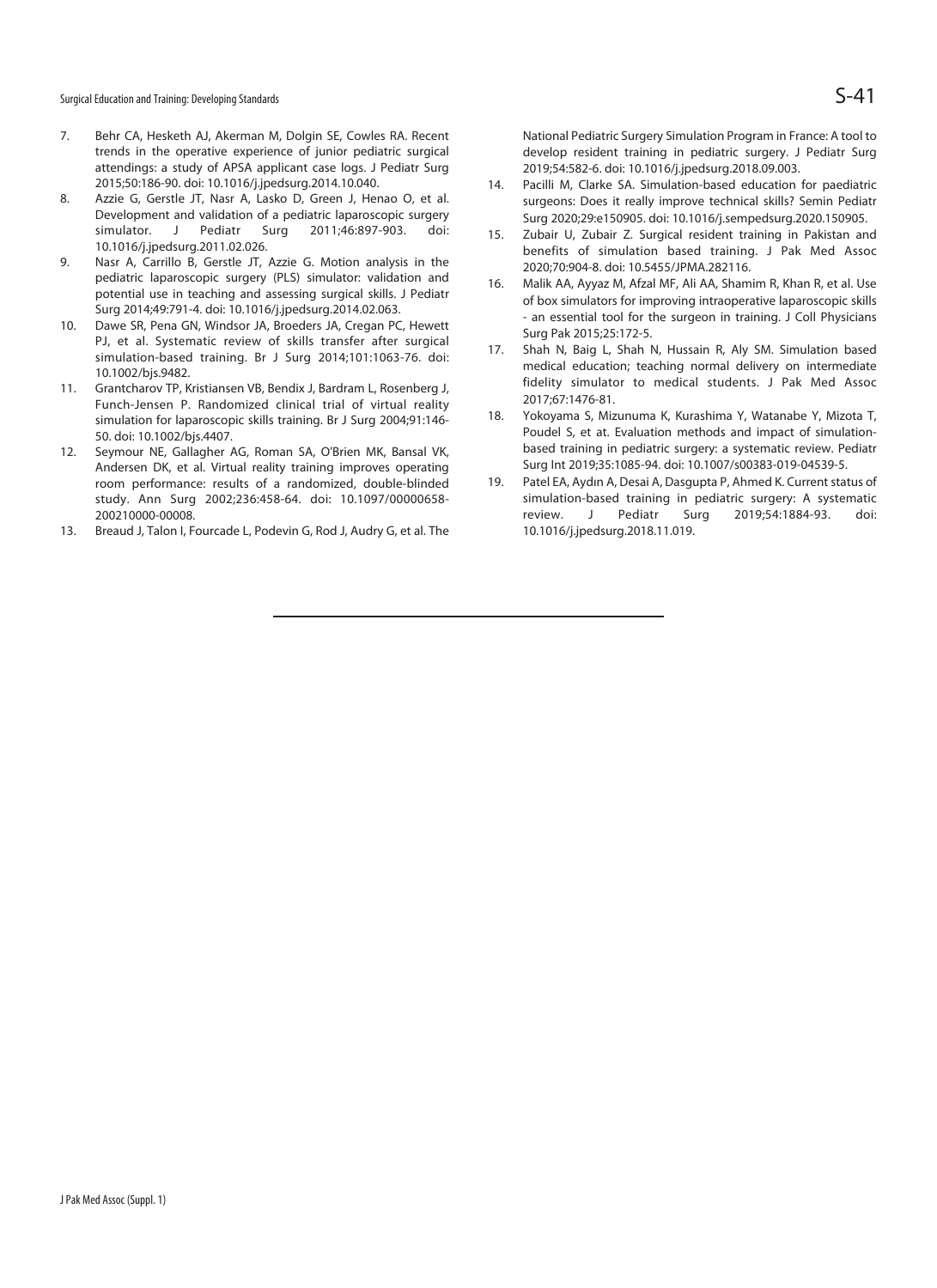7. Behr CA, Hesketh AJ, Akerman M, Dolgin SE, Cowles RA. Recent trends in the operative experience of junior pediatric surgical attendings: a study of APSA applicant case logs. J Pediatr Surg 2015;50:186-90. doi: 10.1016/j.jpedsurg.2014.10.040.
8. Azzie G, Gerstle JT, Nasr A, Lasko D, Green J, Henao O, et al. Development and validation of a pediatric laparoscopic surgery simulator. J Pediatr Surg 2011;46:897-903. doi: 10.1016/j.jpedsurg.2011.02.026.
9. Nasr A, Carrillo B, Gerstle JT, Azzie G. Motion analysis in the pediatric laparoscopic surgery (PLS) simulator: validation and potential use in teaching and assessing surgical skills. J Pediatr Surg 2014;49:791-4. doi: 10.1016/j.jpedsurg.2014.02.063.
10. Dawe SR, Pena GN, Windsor JA, Broeders JA, Cregan PC, Hewett PJ, et al. Systematic review of skills transfer after surgical simulation-based training. Br J Surg 2014;101:1063-76. doi: 10.1002/bjs.9482.
11. Grantcharov TP, Kristiansen VB, Bendix J, Bardram L, Rosenberg J, Funch-Jensen P. Randomized clinical trial of virtual reality simulation for laparoscopic skills training. Br J Surg 2004;91:146-50. doi: 10.1002/bjs.4407.
12. Seymour NE, Gallagher AG, Roman SA, O'Brien MK, Bansal VK, Andersen DK, et al. Virtual reality training improves operating room performance: results of a randomized, double-blinded study. Ann Surg 2002;236:458-64. doi: 10.1097/00000658-200210000-00008.
13. Breaud J, Talon I, Fourcade L, Podevin G, Rod J, Audry G, et al. The National Pediatric Surgery Simulation Program in France: A tool to develop resident training in pediatric surgery. J Pediatr Surg 2019;54:582-6. doi: 10.1016/j.jpedsurg.2018.09.003.
14. Pacilli M, Clarke SA. Simulation-based education for paediatric surgeons: Does it really improve technical skills? Semin Pediatr Surg 2020;29:e150905. doi: 10.1016/j.sempedsurg.2020.150905.
15. Zubair U, Zubair Z. Surgical resident training in Pakistan and benefits of simulation based training. J Pak Med Assoc 2020;70:904-8. doi: 10.5455/JPMA.282116.
16. Malik AA, Ayyaz M, Afzal MF, Ali AA, Shamim R, Khan R, et al. Use of box simulators for improving intraoperative laparoscopic skills - an essential tool for the surgeon in training. J Coll Physicians Surg Pak 2015;25:172-5.
17. Shah N, Baig L, Shah N, Hussain R, Aly SM. Simulation based medical education; teaching normal delivery on intermediate fidelity simulator to medical students. J Pak Med Assoc 2017;67:1476-81.
18. Yokoyama S, Mizunuma K, Kurashima Y, Watanabe Y, Mizota T, Poudel S, et at. Evaluation methods and impact of simulation-based training in pediatric surgery: a systematic review. Pediatr Surg Int 2019;35:1085-94. doi: 10.1007/s00383-019-04539-5.
19. Patel EA, Aydın A, Desai A, Dasgupta P, Ahmed K. Current status of simulation-based training in pediatric surgery: A systematic review. J Pediatr Surg 2019;54:1884-93. doi: 10.1016/j.jpedsurg.2018.11.019.